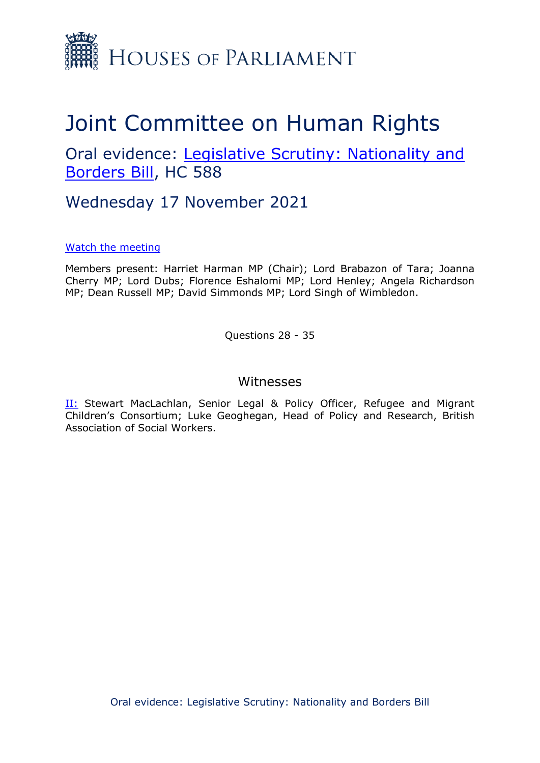# Joint Committee on Human Rights

## Oral evidence: [Legislative Scrutiny: Nationality and Borders Bill](), HC 588

## Wednesday 17 November 2021

[Watch the meeting]()

Members present: Harriet Harman MP (Chair); Lord Brabazon of Tara; Joanna Cherry MP; Lord Dubs; Florence Eshalomi MP; Lord Henley; Angela Richardson MP; Dean Russell MP; David Simmonds MP; Lord Singh of Wimbledon.

Questions 28 - 35

### Witnesses

[II:]() Stewart MacLachlan, Senior Legal & Policy Officer, Refugee and Migrant Children's Consortium; Luke Geoghegan, Head of Policy and Research, British Association of Social Workers.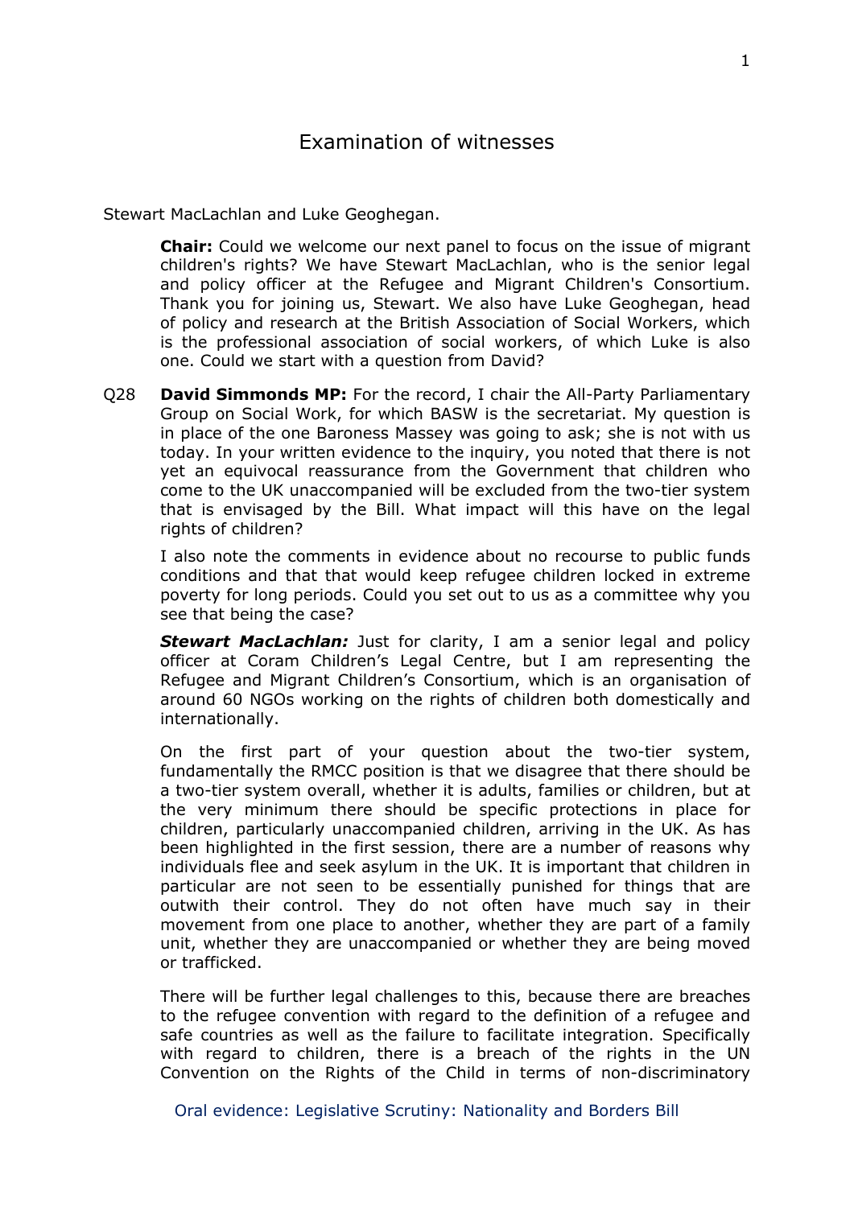# Examination of witnesses

Stewart MacLachlan and Luke Geoghegan.

**Chair:** Could we welcome our next panel to focus on the issue of migrant children's rights? We have Stewart MacLachlan, who is the senior legal and policy officer at the Refugee and Migrant Children's Consortium. Thank you for joining us, Stewart. We also have Luke Geoghegan, head of policy and research at the British Association of Social Workers, which is the professional association of social workers, of which Luke is also one. Could we start with a question from David?

Q28 **David Simmonds MP:** For the record, I chair the All-Party Parliamentary Group on Social Work, for which BASW is the secretariat. My question is in place of the one Baroness Massey was going to ask; she is not with us today. In your written evidence to the inquiry, you noted that there is not yet an equivocal reassurance from the Government that children who come to the UK unaccompanied will be excluded from the two-tier system that is envisaged by the Bill. What impact will this have on the legal rights of children?

I also note the comments in evidence about no recourse to public funds conditions and that that would keep refugee children locked in extreme poverty for long periods. Could you set out to us as a committee why you see that being the case?

***Stewart MacLachlan:*** Just for clarity, I am a senior legal and policy officer at Coram Children's Legal Centre, but I am representing the Refugee and Migrant Children's Consortium, which is an organisation of around 60 NGOs working on the rights of children both domestically and internationally.

On the first part of your question about the two-tier system, fundamentally the RMCC position is that we disagree that there should be a two-tier system overall, whether it is adults, families or children, but at the very minimum there should be specific protections in place for children, particularly unaccompanied children, arriving in the UK. As has been highlighted in the first session, there are a number of reasons why individuals flee and seek asylum in the UK. It is important that children in particular are not seen to be essentially punished for things that are outwith their control. They do not often have much say in their movement from one place to another, whether they are part of a family unit, whether they are unaccompanied or whether they are being moved or trafficked.

There will be further legal challenges to this, because there are breaches to the refugee convention with regard to the definition of a refugee and safe countries as well as the failure to facilitate integration. Specifically with regard to children, there is a breach of the rights in the UN Convention on the Rights of the Child in terms of non-discriminatory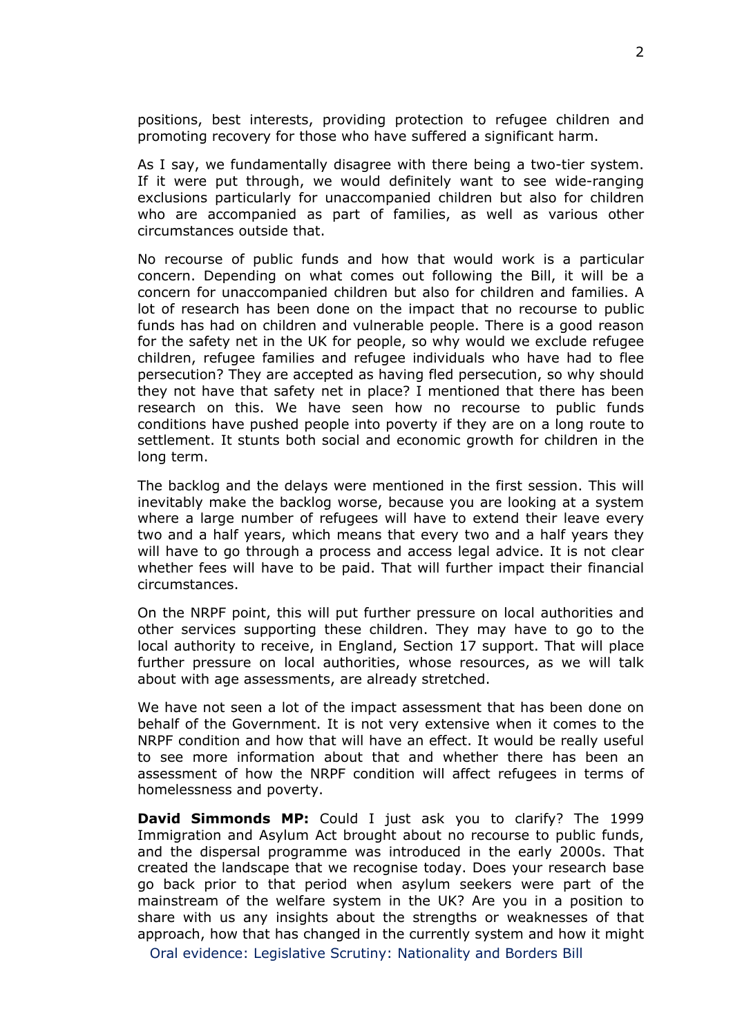positions, best interests, providing protection to refugee children and promoting recovery for those who have suffered a significant harm.

As I say, we fundamentally disagree with there being a two-tier system. If it were put through, we would definitely want to see wide-ranging exclusions particularly for unaccompanied children but also for children who are accompanied as part of families, as well as various other circumstances outside that.

No recourse of public funds and how that would work is a particular concern. Depending on what comes out following the Bill, it will be a concern for unaccompanied children but also for children and families. A lot of research has been done on the impact that no recourse to public funds has had on children and vulnerable people. There is a good reason for the safety net in the UK for people, so why would we exclude refugee children, refugee families and refugee individuals who have had to flee persecution? They are accepted as having fled persecution, so why should they not have that safety net in place? I mentioned that there has been research on this. We have seen how no recourse to public funds conditions have pushed people into poverty if they are on a long route to settlement. It stunts both social and economic growth for children in the long term.

The backlog and the delays were mentioned in the first session. This will inevitably make the backlog worse, because you are looking at a system where a large number of refugees will have to extend their leave every two and a half years, which means that every two and a half years they will have to go through a process and access legal advice. It is not clear whether fees will have to be paid. That will further impact their financial circumstances.

On the NRPF point, this will put further pressure on local authorities and other services supporting these children. They may have to go to the local authority to receive, in England, Section 17 support. That will place further pressure on local authorities, whose resources, as we will talk about with age assessments, are already stretched.

We have not seen a lot of the impact assessment that has been done on behalf of the Government. It is not very extensive when it comes to the NRPF condition and how that will have an effect. It would be really useful to see more information about that and whether there has been an assessment of how the NRPF condition will affect refugees in terms of homelessness and poverty.

**David Simmonds MP:** Could I just ask you to clarify? The 1999 Immigration and Asylum Act brought about no recourse to public funds, and the dispersal programme was introduced in the early 2000s. That created the landscape that we recognise today. Does your research base go back prior to that period when asylum seekers were part of the mainstream of the welfare system in the UK? Are you in a position to share with us any insights about the strengths or weaknesses of that approach, how that has changed in the currently system and how it might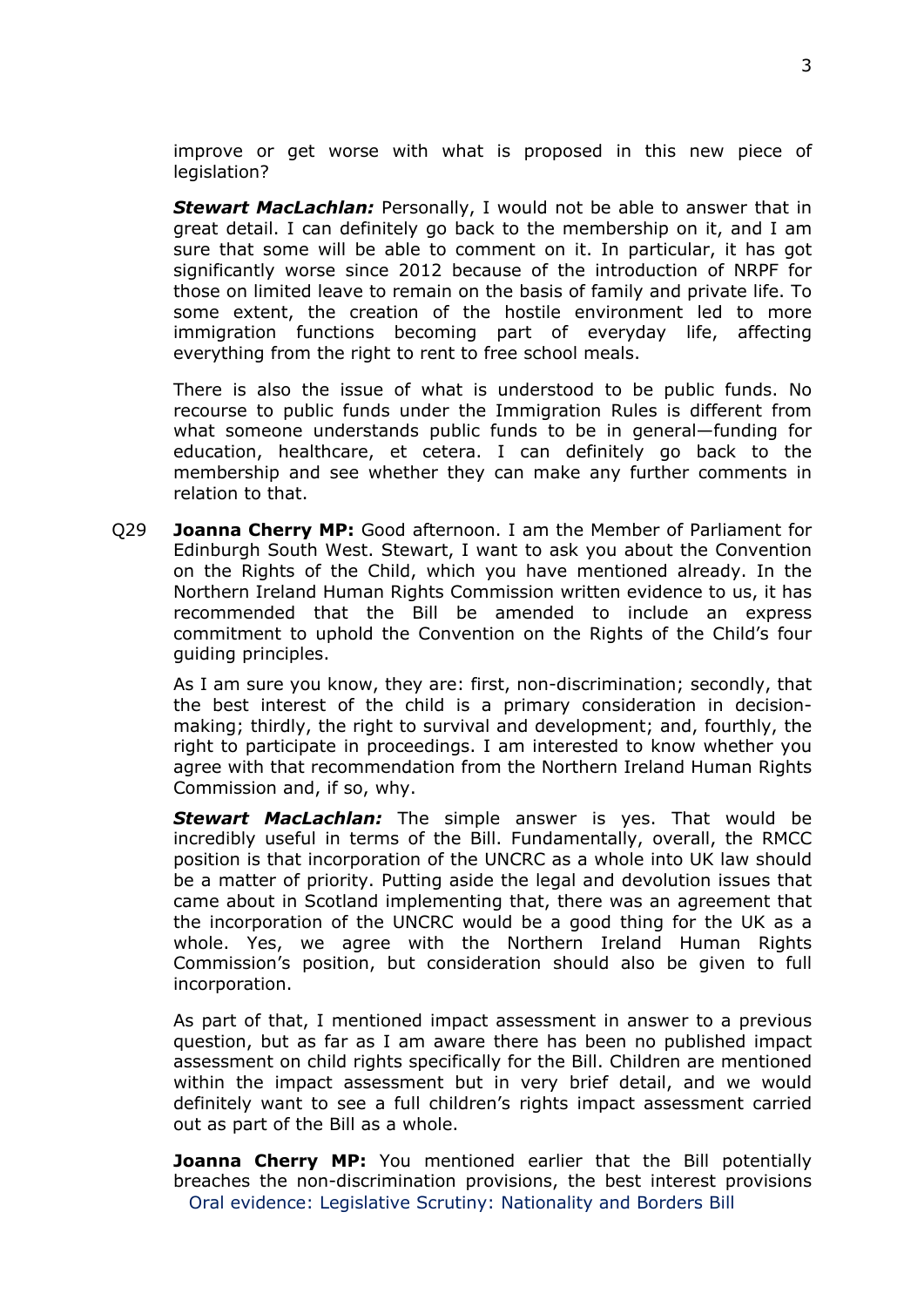improve or get worse with what is proposed in this new piece of legislation?

***Stewart MacLachlan:*** Personally, I would not be able to answer that in great detail. I can definitely go back to the membership on it, and I am sure that some will be able to comment on it. In particular, it has got significantly worse since 2012 because of the introduction of NRPF for those on limited leave to remain on the basis of family and private life. To some extent, the creation of the hostile environment led to more immigration functions becoming part of everyday life, affecting everything from the right to rent to free school meals.

There is also the issue of what is understood to be public funds. No recourse to public funds under the Immigration Rules is different from what someone understands public funds to be in general—funding for education, healthcare, et cetera. I can definitely go back to the membership and see whether they can make any further comments in relation to that.

Q29 **Joanna Cherry MP:** Good afternoon. I am the Member of Parliament for Edinburgh South West. Stewart, I want to ask you about the Convention on the Rights of the Child, which you have mentioned already. In the Northern Ireland Human Rights Commission written evidence to us, it has recommended that the Bill be amended to include an express commitment to uphold the Convention on the Rights of the Child's four guiding principles.

As I am sure you know, they are: first, non-discrimination; secondly, that the best interest of the child is a primary consideration in decision-making; thirdly, the right to survival and development; and, fourthly, the right to participate in proceedings. I am interested to know whether you agree with that recommendation from the Northern Ireland Human Rights Commission and, if so, why.

***Stewart MacLachlan:*** The simple answer is yes. That would be incredibly useful in terms of the Bill. Fundamentally, overall, the RMCC position is that incorporation of the UNCRC as a whole into UK law should be a matter of priority. Putting aside the legal and devolution issues that came about in Scotland implementing that, there was an agreement that the incorporation of the UNCRC would be a good thing for the UK as a whole. Yes, we agree with the Northern Ireland Human Rights Commission's position, but consideration should also be given to full incorporation.

As part of that, I mentioned impact assessment in answer to a previous question, but as far as I am aware there has been no published impact assessment on child rights specifically for the Bill. Children are mentioned within the impact assessment but in very brief detail, and we would definitely want to see a full children's rights impact assessment carried out as part of the Bill as a whole.

**Joanna Cherry MP:** You mentioned earlier that the Bill potentially breaches the non-discrimination provisions, the best interest provisions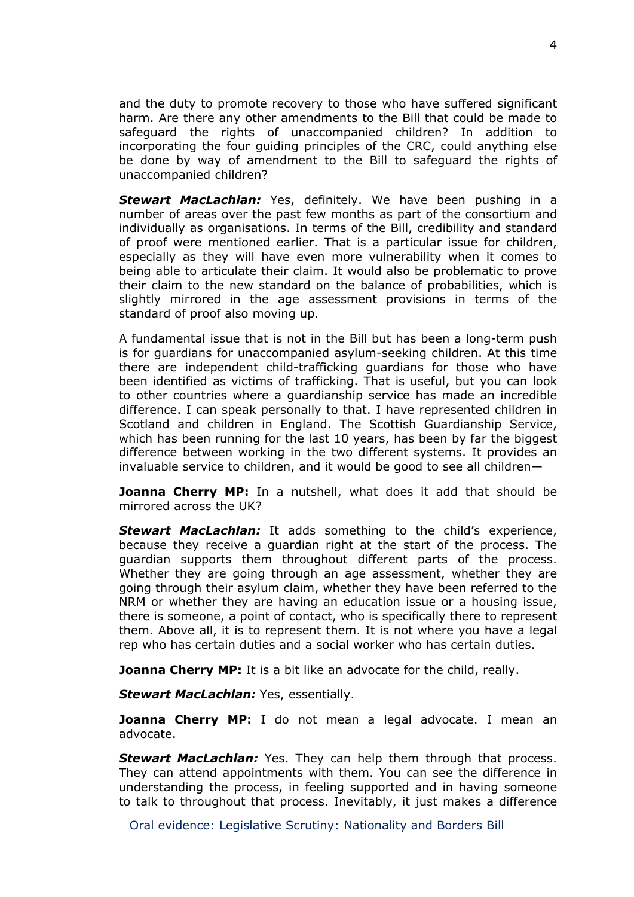and the duty to promote recovery to those who have suffered significant harm. Are there any other amendments to the Bill that could be made to safeguard the rights of unaccompanied children? In addition to incorporating the four guiding principles of the CRC, could anything else be done by way of amendment to the Bill to safeguard the rights of unaccompanied children?

***Stewart MacLachlan:*** Yes, definitely. We have been pushing in a number of areas over the past few months as part of the consortium and individually as organisations. In terms of the Bill, credibility and standard of proof were mentioned earlier. That is a particular issue for children, especially as they will have even more vulnerability when it comes to being able to articulate their claim. It would also be problematic to prove their claim to the new standard on the balance of probabilities, which is slightly mirrored in the age assessment provisions in terms of the standard of proof also moving up.

A fundamental issue that is not in the Bill but has been a long-term push is for guardians for unaccompanied asylum-seeking children. At this time there are independent child-trafficking guardians for those who have been identified as victims of trafficking. That is useful, but you can look to other countries where a guardianship service has made an incredible difference. I can speak personally to that. I have represented children in Scotland and children in England. The Scottish Guardianship Service, which has been running for the last 10 years, has been by far the biggest difference between working in the two different systems. It provides an invaluable service to children, and it would be good to see all children—

**Joanna Cherry MP:** In a nutshell, what does it add that should be mirrored across the UK?

***Stewart MacLachlan:*** It adds something to the child's experience, because they receive a guardian right at the start of the process. The guardian supports them throughout different parts of the process. Whether they are going through an age assessment, whether they are going through their asylum claim, whether they have been referred to the NRM or whether they are having an education issue or a housing issue, there is someone, a point of contact, who is specifically there to represent them. Above all, it is to represent them. It is not where you have a legal rep who has certain duties and a social worker who has certain duties.

**Joanna Cherry MP:** It is a bit like an advocate for the child, really.

***Stewart MacLachlan:*** Yes, essentially.

**Joanna Cherry MP:** I do not mean a legal advocate. I mean an advocate.

***Stewart MacLachlan:*** Yes. They can help them through that process. They can attend appointments with them. You can see the difference in understanding the process, in feeling supported and in having someone to talk to throughout that process. Inevitably, it just makes a difference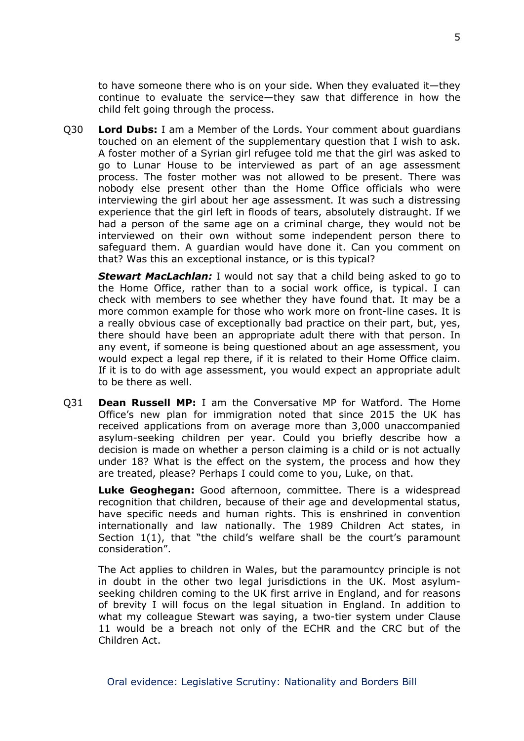to have someone there who is on your side. When they evaluated it—they continue to evaluate the service—they saw that difference in how the child felt going through the process.

Q30 **Lord Dubs:** I am a Member of the Lords. Your comment about guardians touched on an element of the supplementary question that I wish to ask. A foster mother of a Syrian girl refugee told me that the girl was asked to go to Lunar House to be interviewed as part of an age assessment process. The foster mother was not allowed to be present. There was nobody else present other than the Home Office officials who were interviewing the girl about her age assessment. It was such a distressing experience that the girl left in floods of tears, absolutely distraught. If we had a person of the same age on a criminal charge, they would not be interviewed on their own without some independent person there to safeguard them. A guardian would have done it. Can you comment on that? Was this an exceptional instance, or is this typical?

***Stewart MacLachlan:*** I would not say that a child being asked to go to the Home Office, rather than to a social work office, is typical. I can check with members to see whether they have found that. It may be a more common example for those who work more on front-line cases. It is a really obvious case of exceptionally bad practice on their part, but, yes, there should have been an appropriate adult there with that person. In any event, if someone is being questioned about an age assessment, you would expect a legal rep there, if it is related to their Home Office claim. If it is to do with age assessment, you would expect an appropriate adult to be there as well.

Q31 **Dean Russell MP:** I am the Conversative MP for Watford. The Home Office's new plan for immigration noted that since 2015 the UK has received applications from on average more than 3,000 unaccompanied asylum-seeking children per year. Could you briefly describe how a decision is made on whether a person claiming is a child or is not actually under 18? What is the effect on the system, the process and how they are treated, please? Perhaps I could come to you, Luke, on that.

**Luke Geoghegan:** Good afternoon, committee. There is a widespread recognition that children, because of their age and developmental status, have specific needs and human rights. This is enshrined in convention internationally and law nationally. The 1989 Children Act states, in Section 1(1), that "the child's welfare shall be the court's paramount consideration".

The Act applies to children in Wales, but the paramountcy principle is not in doubt in the other two legal jurisdictions in the UK. Most asylum-seeking children coming to the UK first arrive in England, and for reasons of brevity I will focus on the legal situation in England. In addition to what my colleague Stewart was saying, a two-tier system under Clause 11 would be a breach not only of the ECHR and the CRC but of the Children Act.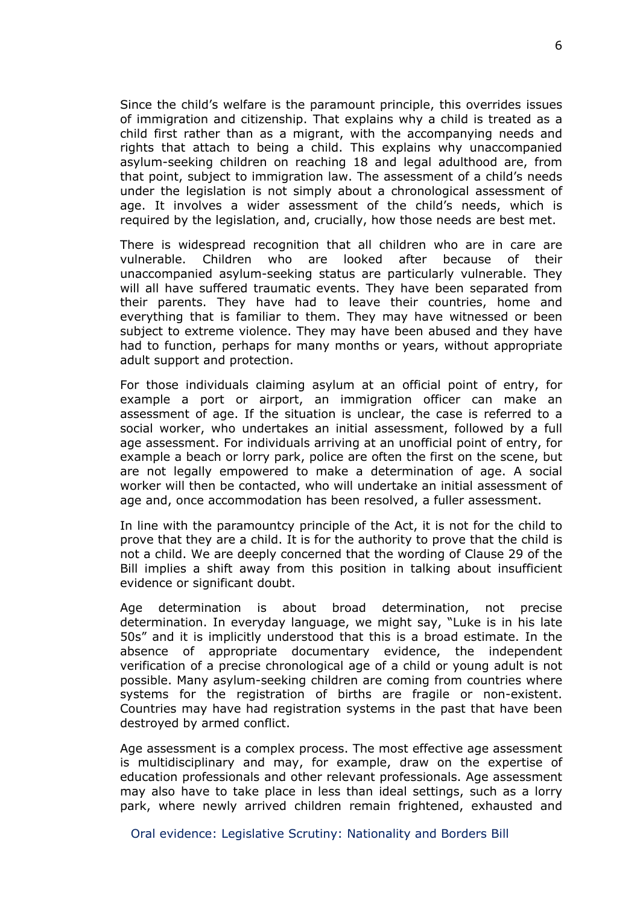Since the child's welfare is the paramount principle, this overrides issues of immigration and citizenship. That explains why a child is treated as a child first rather than as a migrant, with the accompanying needs and rights that attach to being a child. This explains why unaccompanied asylum-seeking children on reaching 18 and legal adulthood are, from that point, subject to immigration law. The assessment of a child's needs under the legislation is not simply about a chronological assessment of age. It involves a wider assessment of the child's needs, which is required by the legislation, and, crucially, how those needs are best met.

There is widespread recognition that all children who are in care are vulnerable. Children who are looked after because of their unaccompanied asylum-seeking status are particularly vulnerable. They will all have suffered traumatic events. They have been separated from their parents. They have had to leave their countries, home and everything that is familiar to them. They may have witnessed or been subject to extreme violence. They may have been abused and they have had to function, perhaps for many months or years, without appropriate adult support and protection.

For those individuals claiming asylum at an official point of entry, for example a port or airport, an immigration officer can make an assessment of age. If the situation is unclear, the case is referred to a social worker, who undertakes an initial assessment, followed by a full age assessment. For individuals arriving at an unofficial point of entry, for example a beach or lorry park, police are often the first on the scene, but are not legally empowered to make a determination of age. A social worker will then be contacted, who will undertake an initial assessment of age and, once accommodation has been resolved, a fuller assessment.

In line with the paramountcy principle of the Act, it is not for the child to prove that they are a child. It is for the authority to prove that the child is not a child. We are deeply concerned that the wording of Clause 29 of the Bill implies a shift away from this position in talking about insufficient evidence or significant doubt.

Age determination is about broad determination, not precise determination. In everyday language, we might say, "Luke is in his late 50s" and it is implicitly understood that this is a broad estimate. In the absence of appropriate documentary evidence, the independent verification of a precise chronological age of a child or young adult is not possible. Many asylum-seeking children are coming from countries where systems for the registration of births are fragile or non-existent. Countries may have had registration systems in the past that have been destroyed by armed conflict.

Age assessment is a complex process. The most effective age assessment is multidisciplinary and may, for example, draw on the expertise of education professionals and other relevant professionals. Age assessment may also have to take place in less than ideal settings, such as a lorry park, where newly arrived children remain frightened, exhausted and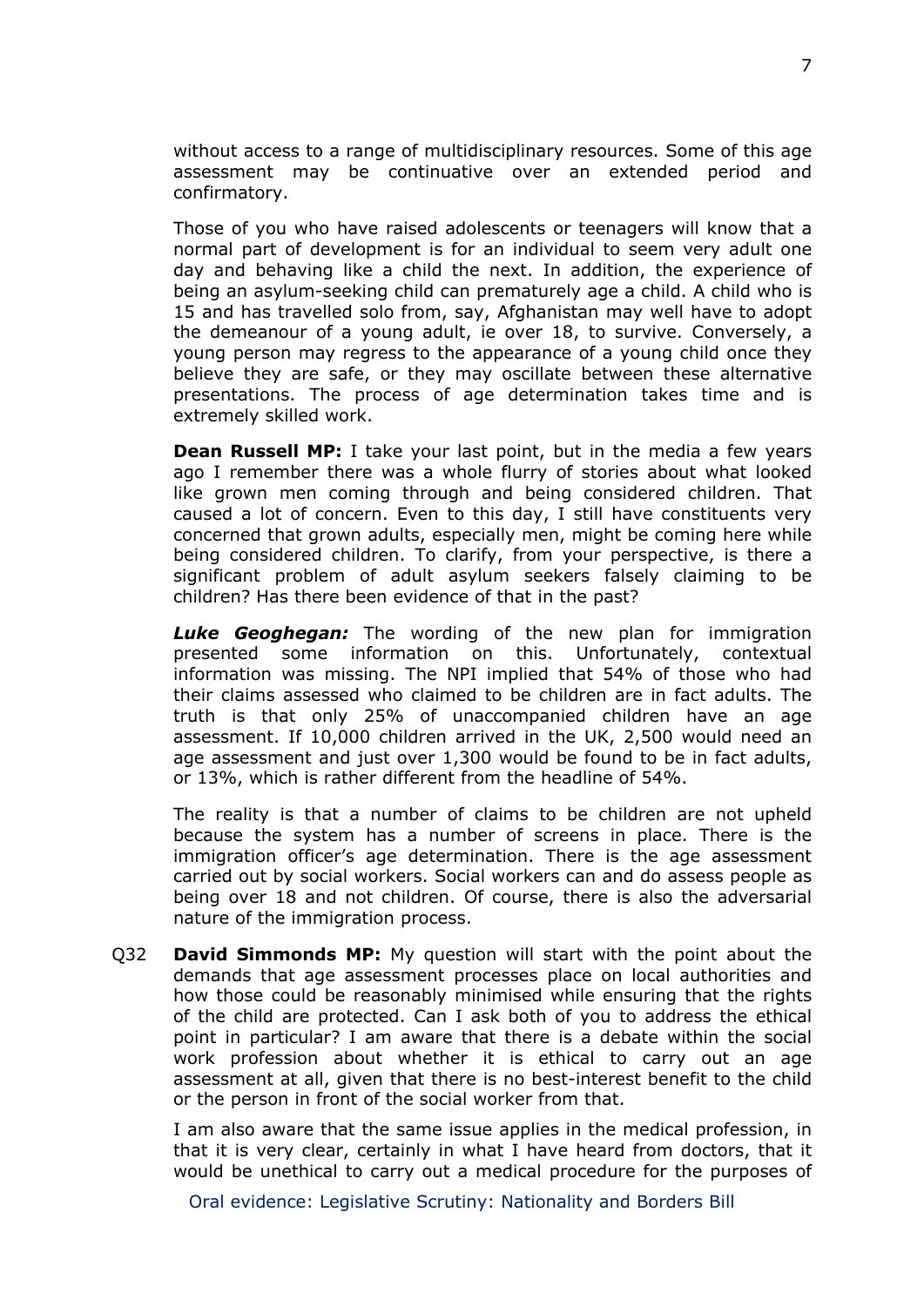without access to a range of multidisciplinary resources. Some of this age assessment may be continuative over an extended period and confirmatory.

Those of you who have raised adolescents or teenagers will know that a normal part of development is for an individual to seem very adult one day and behaving like a child the next. In addition, the experience of being an asylum-seeking child can prematurely age a child. A child who is 15 and has travelled solo from, say, Afghanistan may well have to adopt the demeanour of a young adult, ie over 18, to survive. Conversely, a young person may regress to the appearance of a young child once they believe they are safe, or they may oscillate between these alternative presentations. The process of age determination takes time and is extremely skilled work.

**Dean Russell MP:** I take your last point, but in the media a few years ago I remember there was a whole flurry of stories about what looked like grown men coming through and being considered children. That caused a lot of concern. Even to this day, I still have constituents very concerned that grown adults, especially men, might be coming here while being considered children. To clarify, from your perspective, is there a significant problem of adult asylum seekers falsely claiming to be children? Has there been evidence of that in the past?

***Luke Geoghegan:*** The wording of the new plan for immigration presented some information on this. Unfortunately, contextual information was missing. The NPI implied that 54% of those who had their claims assessed who claimed to be children are in fact adults. The truth is that only 25% of unaccompanied children have an age assessment. If 10,000 children arrived in the UK, 2,500 would need an age assessment and just over 1,300 would be found to be in fact adults, or 13%, which is rather different from the headline of 54%.

The reality is that a number of claims to be children are not upheld because the system has a number of screens in place. There is the immigration officer's age determination. There is the age assessment carried out by social workers. Social workers can and do assess people as being over 18 and not children. Of course, there is also the adversarial nature of the immigration process.

Q32 **David Simmonds MP:** My question will start with the point about the demands that age assessment processes place on local authorities and how those could be reasonably minimised while ensuring that the rights of the child are protected. Can I ask both of you to address the ethical point in particular? I am aware that there is a debate within the social work profession about whether it is ethical to carry out an age assessment at all, given that there is no best-interest benefit to the child or the person in front of the social worker from that.

I am also aware that the same issue applies in the medical profession, in that it is very clear, certainly in what I have heard from doctors, that it would be unethical to carry out a medical procedure for the purposes of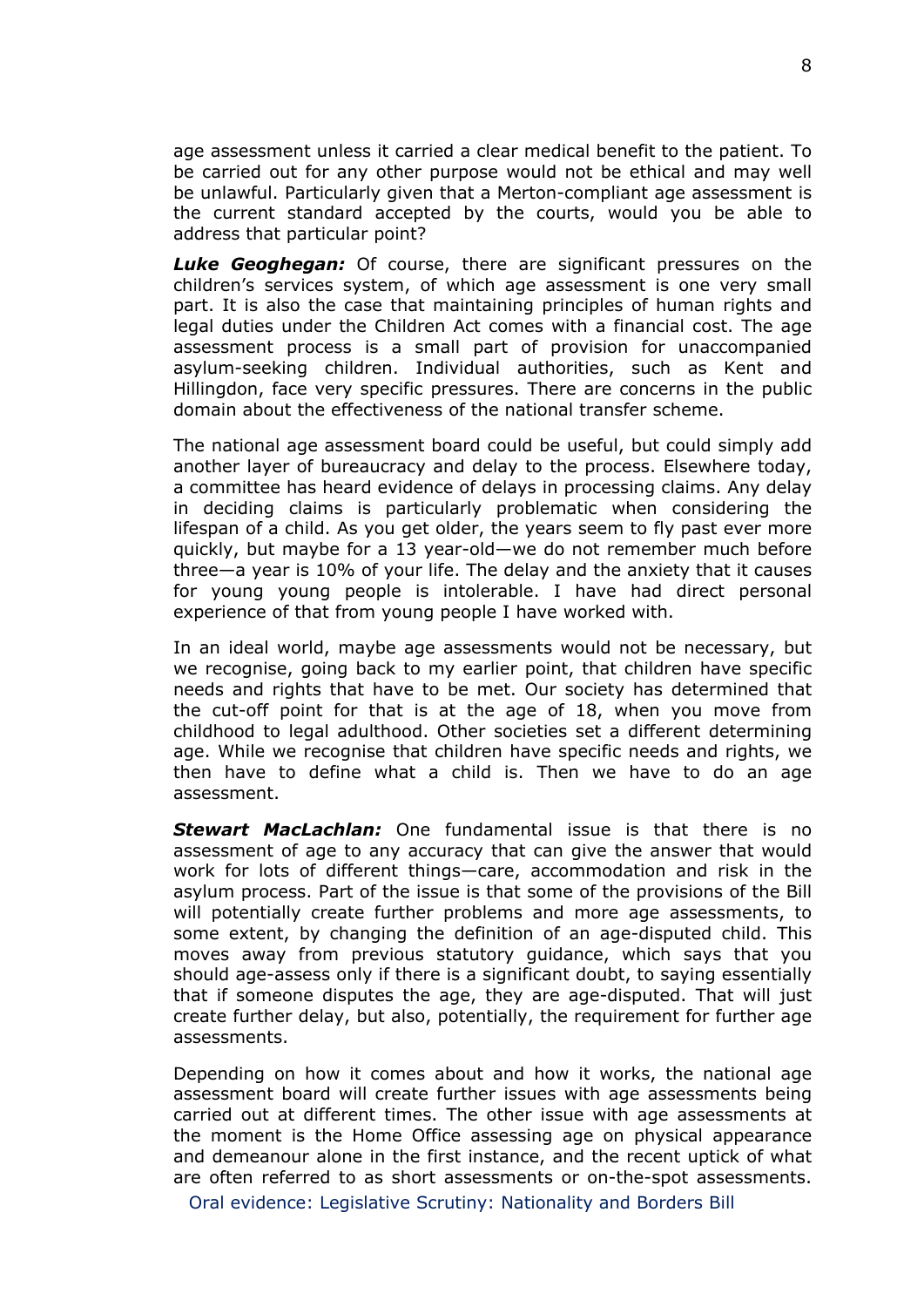age assessment unless it carried a clear medical benefit to the patient. To be carried out for any other purpose would not be ethical and may well be unlawful. Particularly given that a Merton-compliant age assessment is the current standard accepted by the courts, would you be able to address that particular point?

***Luke Geoghegan:*** Of course, there are significant pressures on the children's services system, of which age assessment is one very small part. It is also the case that maintaining principles of human rights and legal duties under the Children Act comes with a financial cost. The age assessment process is a small part of provision for unaccompanied asylum-seeking children. Individual authorities, such as Kent and Hillingdon, face very specific pressures. There are concerns in the public domain about the effectiveness of the national transfer scheme.

The national age assessment board could be useful, but could simply add another layer of bureaucracy and delay to the process. Elsewhere today, a committee has heard evidence of delays in processing claims. Any delay in deciding claims is particularly problematic when considering the lifespan of a child. As you get older, the years seem to fly past ever more quickly, but maybe for a 13 year-old—we do not remember much before three—a year is 10% of your life. The delay and the anxiety that it causes for young young people is intolerable. I have had direct personal experience of that from young people I have worked with.

In an ideal world, maybe age assessments would not be necessary, but we recognise, going back to my earlier point, that children have specific needs and rights that have to be met. Our society has determined that the cut-off point for that is at the age of 18, when you move from childhood to legal adulthood. Other societies set a different determining age. While we recognise that children have specific needs and rights, we then have to define what a child is. Then we have to do an age assessment.

***Stewart MacLachlan:*** One fundamental issue is that there is no assessment of age to any accuracy that can give the answer that would work for lots of different things—care, accommodation and risk in the asylum process. Part of the issue is that some of the provisions of the Bill will potentially create further problems and more age assessments, to some extent, by changing the definition of an age-disputed child. This moves away from previous statutory guidance, which says that you should age-assess only if there is a significant doubt, to saying essentially that if someone disputes the age, they are age-disputed. That will just create further delay, but also, potentially, the requirement for further age assessments.

Depending on how it comes about and how it works, the national age assessment board will create further issues with age assessments being carried out at different times. The other issue with age assessments at the moment is the Home Office assessing age on physical appearance and demeanour alone in the first instance, and the recent uptick of what are often referred to as short assessments or on-the-spot assessments.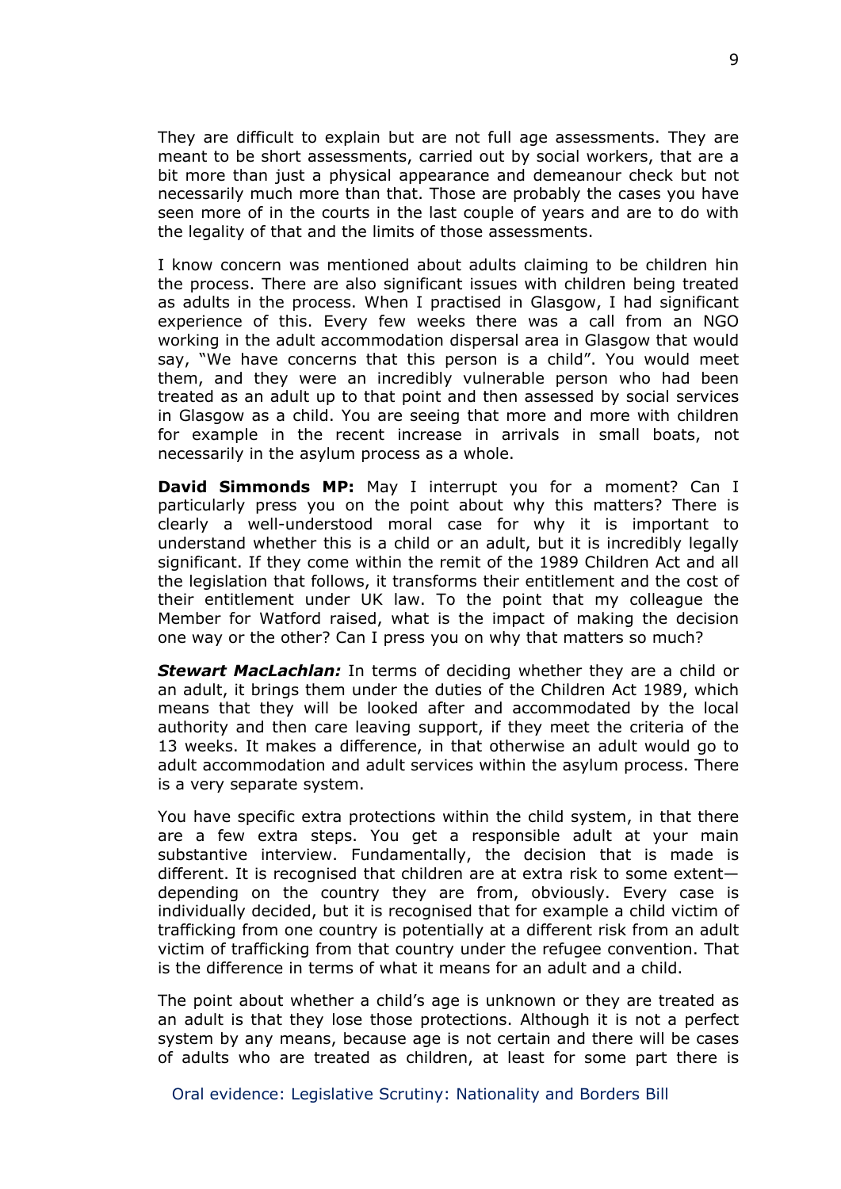They are difficult to explain but are not full age assessments. They are meant to be short assessments, carried out by social workers, that are a bit more than just a physical appearance and demeanour check but not necessarily much more than that. Those are probably the cases you have seen more of in the courts in the last couple of years and are to do with the legality of that and the limits of those assessments.

I know concern was mentioned about adults claiming to be children hin the process. There are also significant issues with children being treated as adults in the process. When I practised in Glasgow, I had significant experience of this. Every few weeks there was a call from an NGO working in the adult accommodation dispersal area in Glasgow that would say, "We have concerns that this person is a child". You would meet them, and they were an incredibly vulnerable person who had been treated as an adult up to that point and then assessed by social services in Glasgow as a child. You are seeing that more and more with children for example in the recent increase in arrivals in small boats, not necessarily in the asylum process as a whole.

**David Simmonds MP:** May I interrupt you for a moment? Can I particularly press you on the point about why this matters? There is clearly a well-understood moral case for why it is important to understand whether this is a child or an adult, but it is incredibly legally significant. If they come within the remit of the 1989 Children Act and all the legislation that follows, it transforms their entitlement and the cost of their entitlement under UK law. To the point that my colleague the Member for Watford raised, what is the impact of making the decision one way or the other? Can I press you on why that matters so much?

***Stewart MacLachlan:*** In terms of deciding whether they are a child or an adult, it brings them under the duties of the Children Act 1989, which means that they will be looked after and accommodated by the local authority and then care leaving support, if they meet the criteria of the 13 weeks. It makes a difference, in that otherwise an adult would go to adult accommodation and adult services within the asylum process. There is a very separate system.

You have specific extra protections within the child system, in that there are a few extra steps. You get a responsible adult at your main substantive interview. Fundamentally, the decision that is made is different. It is recognised that children are at extra risk to some extent—depending on the country they are from, obviously. Every case is individually decided, but it is recognised that for example a child victim of trafficking from one country is potentially at a different risk from an adult victim of trafficking from that country under the refugee convention. That is the difference in terms of what it means for an adult and a child.

The point about whether a child's age is unknown or they are treated as an adult is that they lose those protections. Although it is not a perfect system by any means, because age is not certain and there will be cases of adults who are treated as children, at least for some part there is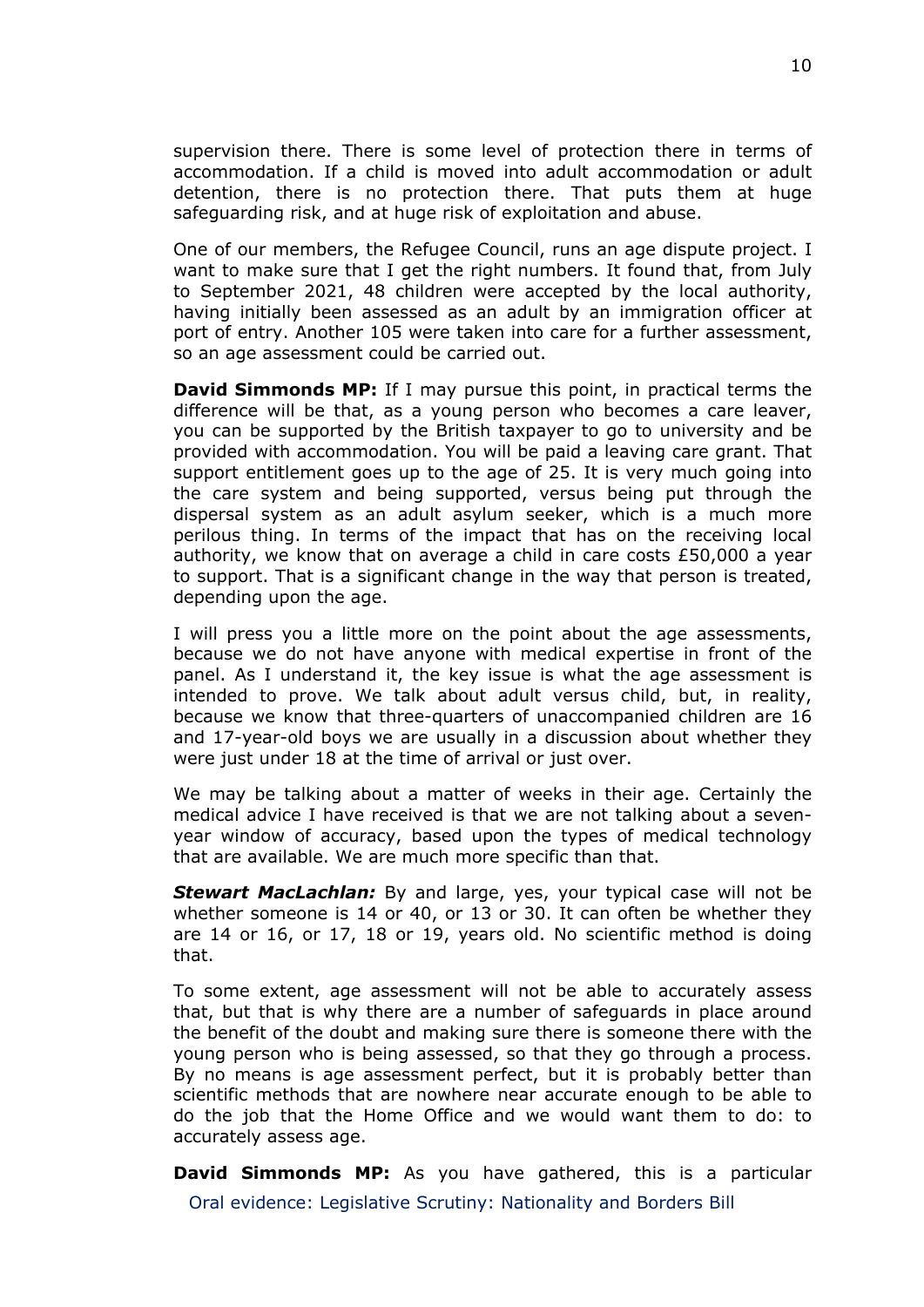supervision there. There is some level of protection there in terms of accommodation. If a child is moved into adult accommodation or adult detention, there is no protection there. That puts them at huge safeguarding risk, and at huge risk of exploitation and abuse.

One of our members, the Refugee Council, runs an age dispute project. I want to make sure that I get the right numbers. It found that, from July to September 2021, 48 children were accepted by the local authority, having initially been assessed as an adult by an immigration officer at port of entry. Another 105 were taken into care for a further assessment, so an age assessment could be carried out.

**David Simmonds MP:** If I may pursue this point, in practical terms the difference will be that, as a young person who becomes a care leaver, you can be supported by the British taxpayer to go to university and be provided with accommodation. You will be paid a leaving care grant. That support entitlement goes up to the age of 25. It is very much going into the care system and being supported, versus being put through the dispersal system as an adult asylum seeker, which is a much more perilous thing. In terms of the impact that has on the receiving local authority, we know that on average a child in care costs £50,000 a year to support. That is a significant change in the way that person is treated, depending upon the age.

I will press you a little more on the point about the age assessments, because we do not have anyone with medical expertise in front of the panel. As I understand it, the key issue is what the age assessment is intended to prove. We talk about adult versus child, but, in reality, because we know that three-quarters of unaccompanied children are 16 and 17-year-old boys we are usually in a discussion about whether they were just under 18 at the time of arrival or just over.

We may be talking about a matter of weeks in their age. Certainly the medical advice I have received is that we are not talking about a seven-year window of accuracy, based upon the types of medical technology that are available. We are much more specific than that.

***Stewart MacLachlan:*** By and large, yes, your typical case will not be whether someone is 14 or 40, or 13 or 30. It can often be whether they are 14 or 16, or 17, 18 or 19, years old. No scientific method is doing that.

To some extent, age assessment will not be able to accurately assess that, but that is why there are a number of safeguards in place around the benefit of the doubt and making sure there is someone there with the young person who is being assessed, so that they go through a process. By no means is age assessment perfect, but it is probably better than scientific methods that are nowhere near accurate enough to be able to do the job that the Home Office and we would want them to do: to accurately assess age.

**David Simmonds MP:** As you have gathered, this is a particular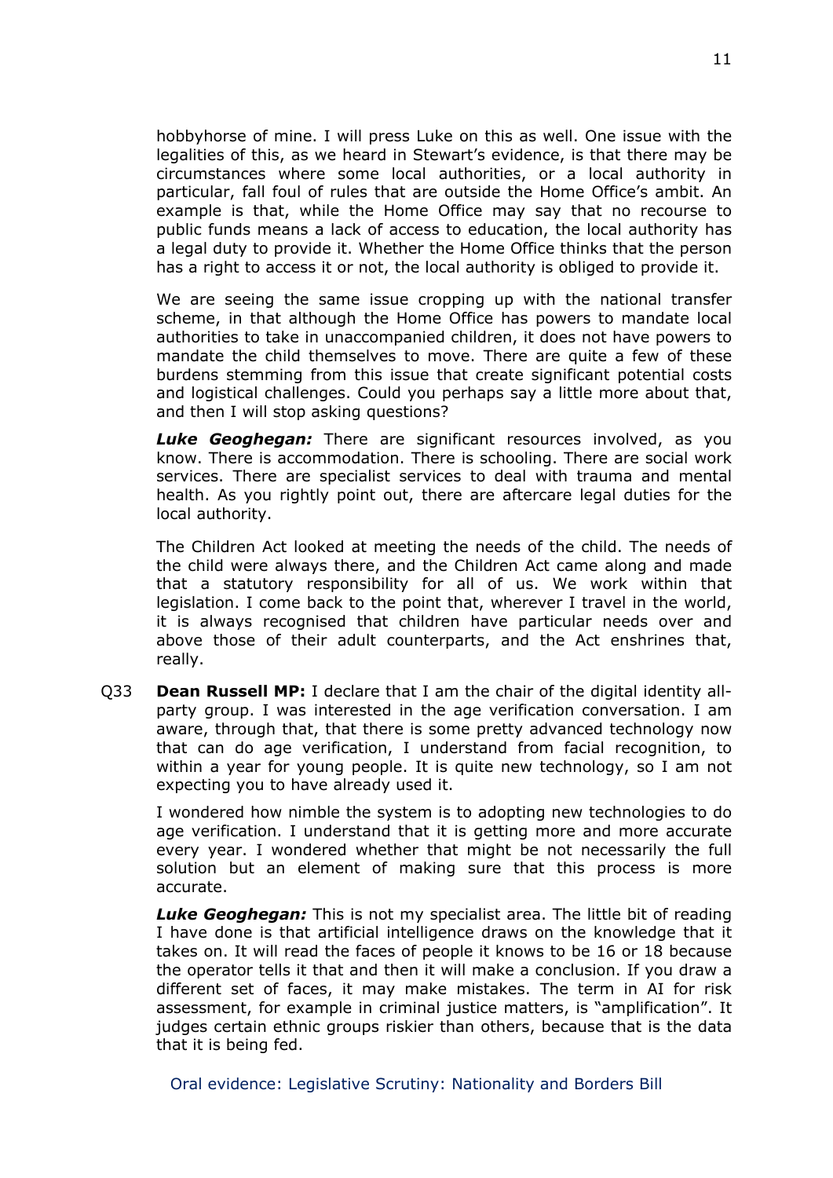hobbyhorse of mine. I will press Luke on this as well. One issue with the legalities of this, as we heard in Stewart's evidence, is that there may be circumstances where some local authorities, or a local authority in particular, fall foul of rules that are outside the Home Office's ambit. An example is that, while the Home Office may say that no recourse to public funds means a lack of access to education, the local authority has a legal duty to provide it. Whether the Home Office thinks that the person has a right to access it or not, the local authority is obliged to provide it.

We are seeing the same issue cropping up with the national transfer scheme, in that although the Home Office has powers to mandate local authorities to take in unaccompanied children, it does not have powers to mandate the child themselves to move. There are quite a few of these burdens stemming from this issue that create significant potential costs and logistical challenges. Could you perhaps say a little more about that, and then I will stop asking questions?

***Luke Geoghegan:*** There are significant resources involved, as you know. There is accommodation. There is schooling. There are social work services. There are specialist services to deal with trauma and mental health. As you rightly point out, there are aftercare legal duties for the local authority.

The Children Act looked at meeting the needs of the child. The needs of the child were always there, and the Children Act came along and made that a statutory responsibility for all of us. We work within that legislation. I come back to the point that, wherever I travel in the world, it is always recognised that children have particular needs over and above those of their adult counterparts, and the Act enshrines that, really.

Q33 **Dean Russell MP:** I declare that I am the chair of the digital identity all-party group. I was interested in the age verification conversation. I am aware, through that, that there is some pretty advanced technology now that can do age verification, I understand from facial recognition, to within a year for young people. It is quite new technology, so I am not expecting you to have already used it.

I wondered how nimble the system is to adopting new technologies to do age verification. I understand that it is getting more and more accurate every year. I wondered whether that might be not necessarily the full solution but an element of making sure that this process is more accurate.

***Luke Geoghegan:*** This is not my specialist area. The little bit of reading I have done is that artificial intelligence draws on the knowledge that it takes on. It will read the faces of people it knows to be 16 or 18 because the operator tells it that and then it will make a conclusion. If you draw a different set of faces, it may make mistakes. The term in AI for risk assessment, for example in criminal justice matters, is "amplification". It judges certain ethnic groups riskier than others, because that is the data that it is being fed.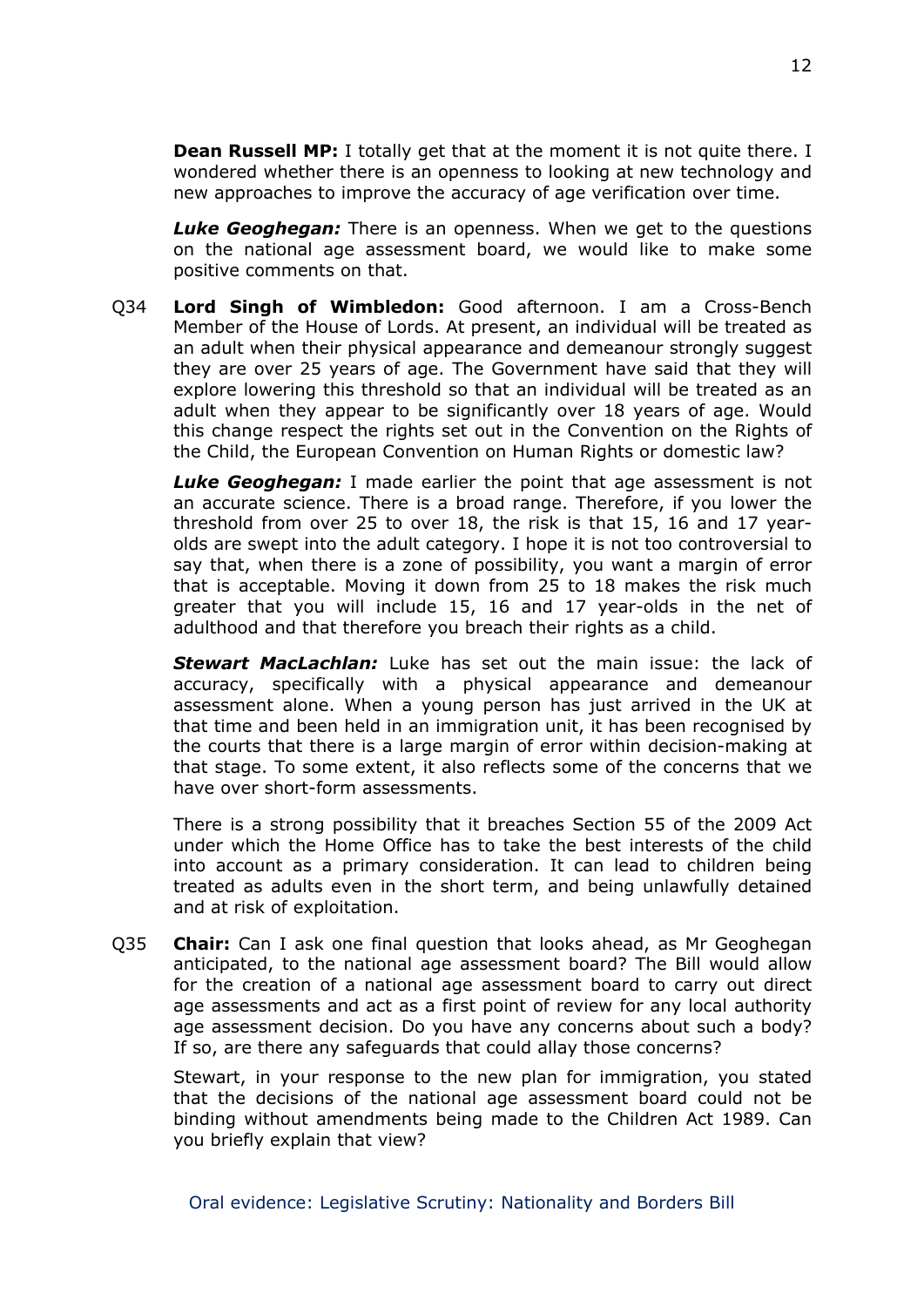**Dean Russell MP:** I totally get that at the moment it is not quite there. I wondered whether there is an openness to looking at new technology and new approaches to improve the accuracy of age verification over time.

***Luke Geoghegan:*** There is an openness. When we get to the questions on the national age assessment board, we would like to make some positive comments on that.

Q34 **Lord Singh of Wimbledon:** Good afternoon. I am a Cross-Bench Member of the House of Lords. At present, an individual will be treated as an adult when their physical appearance and demeanour strongly suggest they are over 25 years of age. The Government have said that they will explore lowering this threshold so that an individual will be treated as an adult when they appear to be significantly over 18 years of age. Would this change respect the rights set out in the Convention on the Rights of the Child, the European Convention on Human Rights or domestic law?

***Luke Geoghegan:*** I made earlier the point that age assessment is not an accurate science. There is a broad range. Therefore, if you lower the threshold from over 25 to over 18, the risk is that 15, 16 and 17 year-olds are swept into the adult category. I hope it is not too controversial to say that, when there is a zone of possibility, you want a margin of error that is acceptable. Moving it down from 25 to 18 makes the risk much greater that you will include 15, 16 and 17 year-olds in the net of adulthood and that therefore you breach their rights as a child.

***Stewart MacLachlan:*** Luke has set out the main issue: the lack of accuracy, specifically with a physical appearance and demeanour assessment alone. When a young person has just arrived in the UK at that time and been held in an immigration unit, it has been recognised by the courts that there is a large margin of error within decision-making at that stage. To some extent, it also reflects some of the concerns that we have over short-form assessments.

There is a strong possibility that it breaches Section 55 of the 2009 Act under which the Home Office has to take the best interests of the child into account as a primary consideration. It can lead to children being treated as adults even in the short term, and being unlawfully detained and at risk of exploitation.

Q35 **Chair:** Can I ask one final question that looks ahead, as Mr Geoghegan anticipated, to the national age assessment board? The Bill would allow for the creation of a national age assessment board to carry out direct age assessments and act as a first point of review for any local authority age assessment decision. Do you have any concerns about such a body? If so, are there any safeguards that could allay those concerns?

Stewart, in your response to the new plan for immigration, you stated that the decisions of the national age assessment board could not be binding without amendments being made to the Children Act 1989. Can you briefly explain that view?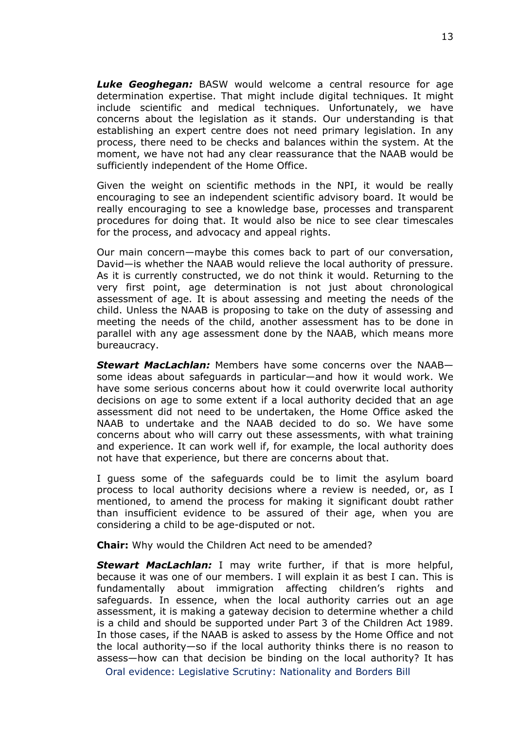***Luke Geoghegan:*** BASW would welcome a central resource for age determination expertise. That might include digital techniques. It might include scientific and medical techniques. Unfortunately, we have concerns about the legislation as it stands. Our understanding is that establishing an expert centre does not need primary legislation. In any process, there need to be checks and balances within the system. At the moment, we have not had any clear reassurance that the NAAB would be sufficiently independent of the Home Office.

Given the weight on scientific methods in the NPI, it would be really encouraging to see an independent scientific advisory board. It would be really encouraging to see a knowledge base, processes and transparent procedures for doing that. It would also be nice to see clear timescales for the process, and advocacy and appeal rights.

Our main concern—maybe this comes back to part of our conversation, David—is whether the NAAB would relieve the local authority of pressure. As it is currently constructed, we do not think it would. Returning to the very first point, age determination is not just about chronological assessment of age. It is about assessing and meeting the needs of the child. Unless the NAAB is proposing to take on the duty of assessing and meeting the needs of the child, another assessment has to be done in parallel with any age assessment done by the NAAB, which means more bureaucracy.

***Stewart MacLachlan:*** Members have some concerns over the NAAB—some ideas about safeguards in particular—and how it would work. We have some serious concerns about how it could overwrite local authority decisions on age to some extent if a local authority decided that an age assessment did not need to be undertaken, the Home Office asked the NAAB to undertake and the NAAB decided to do so. We have some concerns about who will carry out these assessments, with what training and experience. It can work well if, for example, the local authority does not have that experience, but there are concerns about that.

I guess some of the safeguards could be to limit the asylum board process to local authority decisions where a review is needed, or, as I mentioned, to amend the process for making it significant doubt rather than insufficient evidence to be assured of their age, when you are considering a child to be age-disputed or not.

**Chair:** Why would the Children Act need to be amended?

***Stewart MacLachlan:*** I may write further, if that is more helpful, because it was one of our members. I will explain it as best I can. This is fundamentally about immigration affecting children's rights and safeguards. In essence, when the local authority carries out an age assessment, it is making a gateway decision to determine whether a child is a child and should be supported under Part 3 of the Children Act 1989. In those cases, if the NAAB is asked to assess by the Home Office and not the local authority—so if the local authority thinks there is no reason to assess—how can that decision be binding on the local authority? It has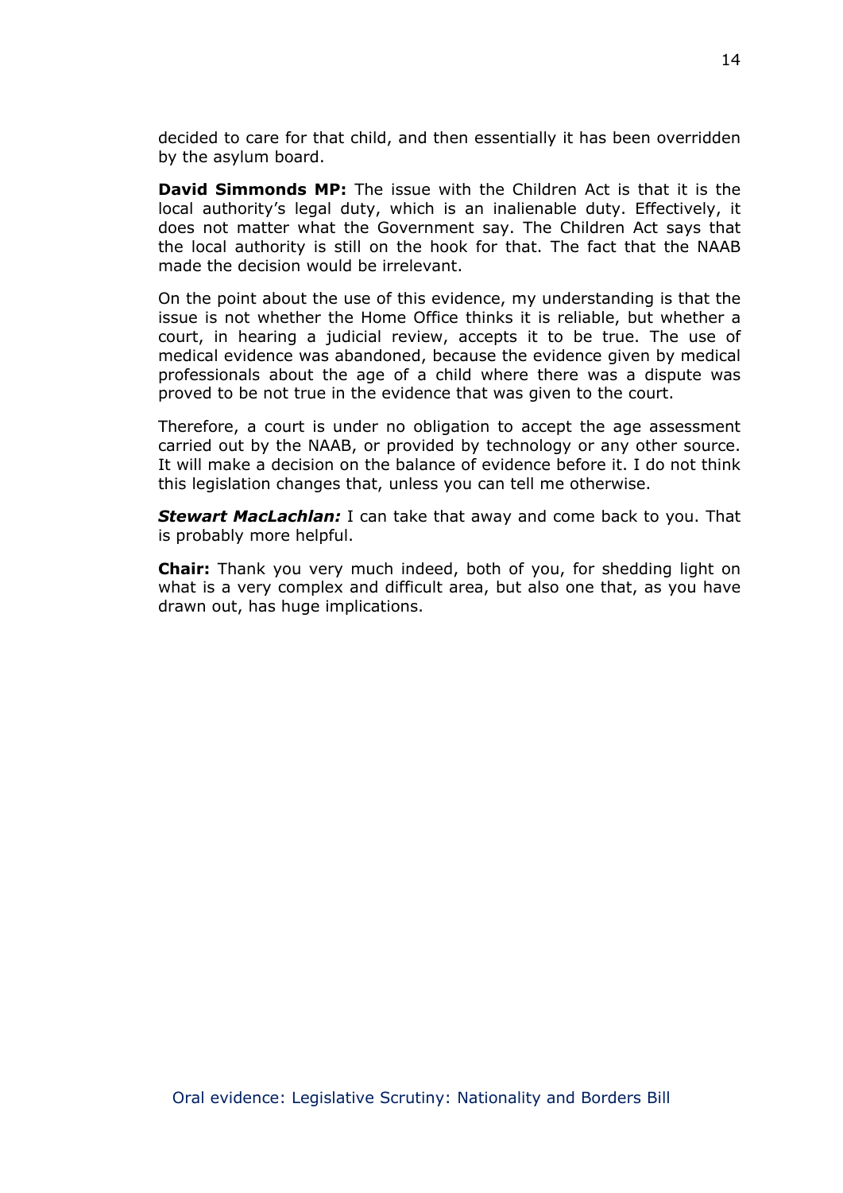decided to care for that child, and then essentially it has been overridden by the asylum board.

**David Simmonds MP:** The issue with the Children Act is that it is the local authority's legal duty, which is an inalienable duty. Effectively, it does not matter what the Government say. The Children Act says that the local authority is still on the hook for that. The fact that the NAAB made the decision would be irrelevant.

On the point about the use of this evidence, my understanding is that the issue is not whether the Home Office thinks it is reliable, but whether a court, in hearing a judicial review, accepts it to be true. The use of medical evidence was abandoned, because the evidence given by medical professionals about the age of a child where there was a dispute was proved to be not true in the evidence that was given to the court.

Therefore, a court is under no obligation to accept the age assessment carried out by the NAAB, or provided by technology or any other source. It will make a decision on the balance of evidence before it. I do not think this legislation changes that, unless you can tell me otherwise.

***Stewart MacLachlan:*** I can take that away and come back to you. That is probably more helpful.

**Chair:** Thank you very much indeed, both of you, for shedding light on what is a very complex and difficult area, but also one that, as you have drawn out, has huge implications.